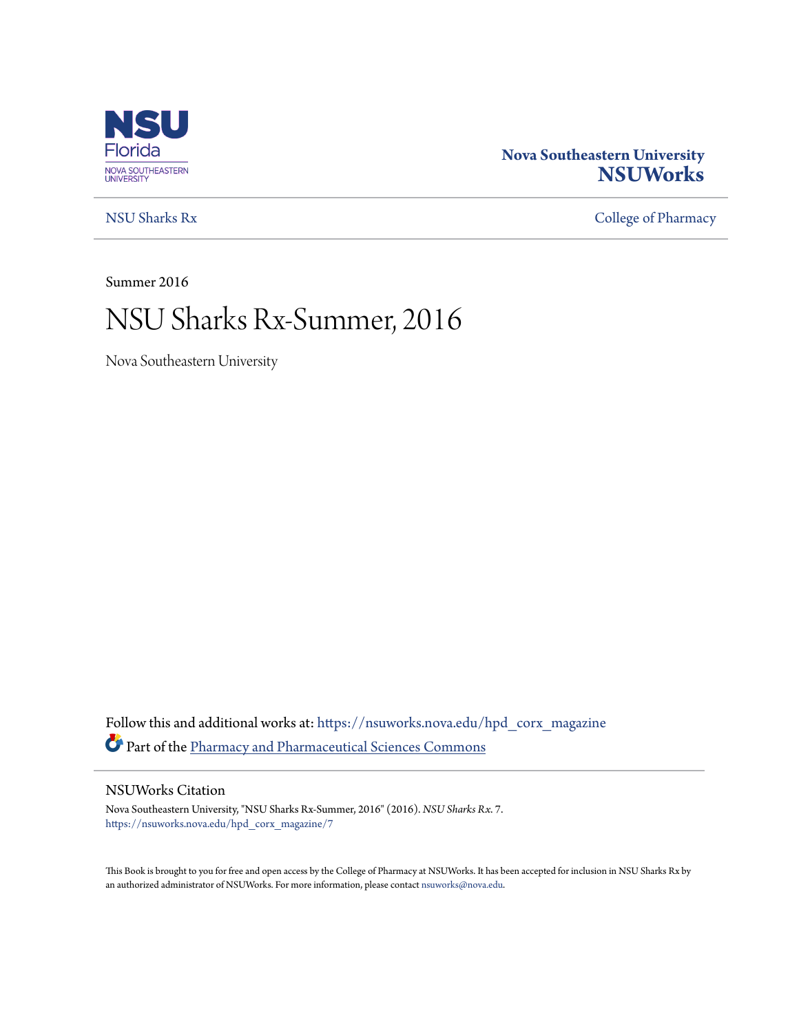NSU Florida

NOVA SOUTHEASTERN UNIVERSITY

**Nova Southeastern University**
**NSUWorks**

NSU Sharks Rx

College of Pharmacy

Summer 2016

# NSU Sharks Rx-Summer, 2016

Nova Southeastern University

Follow this and additional works at: https://nsuworks.nova.edu/hpd_corx_magazine

Part of the Pharmacy and Pharmaceutical Sciences Commons

## NSUWorks Citation

Nova Southeastern University, "NSU Sharks Rx-Summer, 2016" (2016). *NSU Sharks Rx*. 7.
https://nsuworks.nova.edu/hpd_corx_magazine/7

This Book is brought to you for free and open access by the College of Pharmacy at NSUWorks. It has been accepted for inclusion in NSU Sharks Rx by an authorized administrator of NSUWorks. For more information, please contact nsuworks@nova.edu.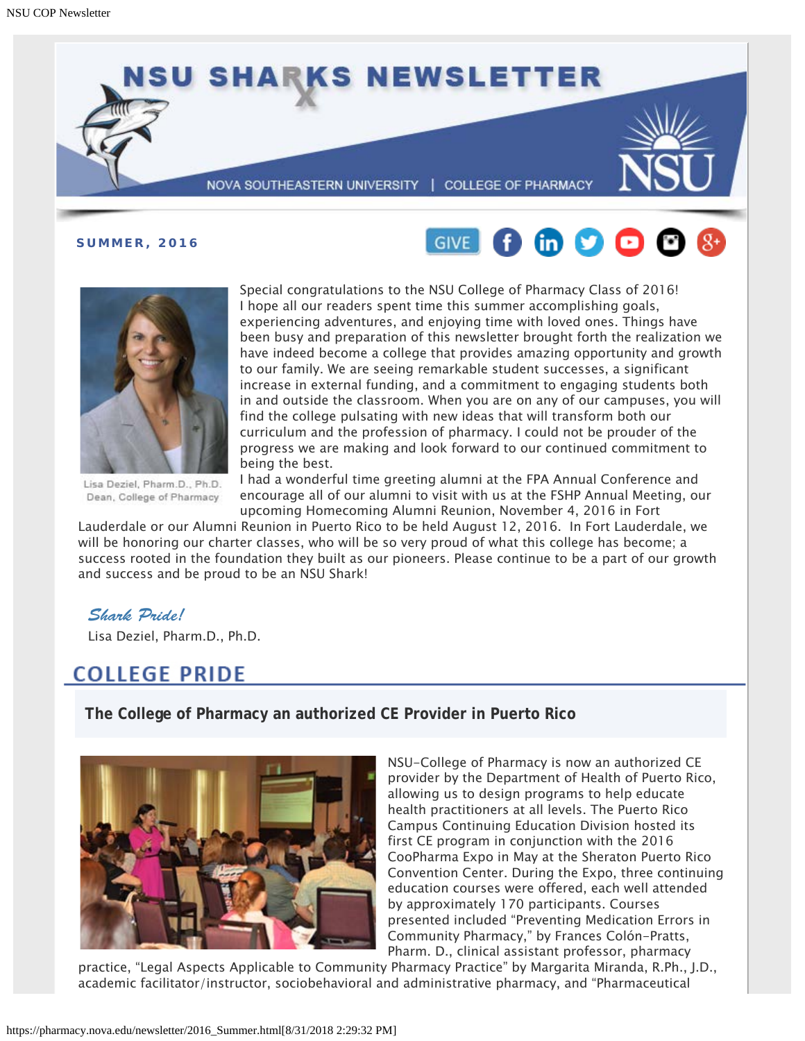# NSU SHARKS NEWSLETTER

NOVA SOUTHEASTERN UNIVERSITY | COLLEGE OF PHARMACY

**SUMMER, 2016**

GIVE

Special congratulations to the NSU College of Pharmacy Class of 2016! I hope all our readers spent time this summer accomplishing goals, experiencing adventures, and enjoying time with loved ones. Things have been busy and preparation of this newsletter brought forth the realization we have indeed become a college that provides amazing opportunity and growth to our family. We are seeing remarkable student successes, a significant increase in external funding, and a commitment to engaging students both in and outside the classroom. When you are on any of our campuses, you will find the college pulsating with new ideas that will transform both our curriculum and the profession of pharmacy. I could not be prouder of the progress we are making and look forward to our continued commitment to being the best.

Lisa Deziel, Pharm.D., Ph.D.
Dean, College of Pharmacy

I had a wonderful time greeting alumni at the FPA Annual Conference and encourage all of our alumni to visit with us at the FSHP Annual Meeting, our upcoming Homecoming Alumni Reunion, November 4, 2016 in Fort Lauderdale or our Alumni Reunion in Puerto Rico to be held August 12, 2016. In Fort Lauderdale, we will be honoring our charter classes, who will be so very proud of what this college has become; a success rooted in the foundation they built as our pioneers. Please continue to be a part of our growth and success and be proud to be an NSU Shark!

*Shark Pride!*

Lisa Deziel, Pharm.D., Ph.D.

## COLLEGE PRIDE

### The College of Pharmacy an authorized CE Provider in Puerto Rico

NSU-College of Pharmacy is now an authorized CE provider by the Department of Health of Puerto Rico, allowing us to design programs to help educate health practitioners at all levels. The Puerto Rico Campus Continuing Education Division hosted its first CE program in conjunction with the 2016 CooPharma Expo in May at the Sheraton Puerto Rico Convention Center. During the Expo, three continuing education courses were offered, each well attended by approximately 170 participants. Courses presented included "Preventing Medication Errors in Community Pharmacy," by Frances Colón-Pratts, Pharm. D., clinical assistant professor, pharmacy practice, "Legal Aspects Applicable to Community Pharmacy Practice" by Margarita Miranda, R.Ph., J.D., academic facilitator/instructor, sociobehavioral and administrative pharmacy, and "Pharmaceutical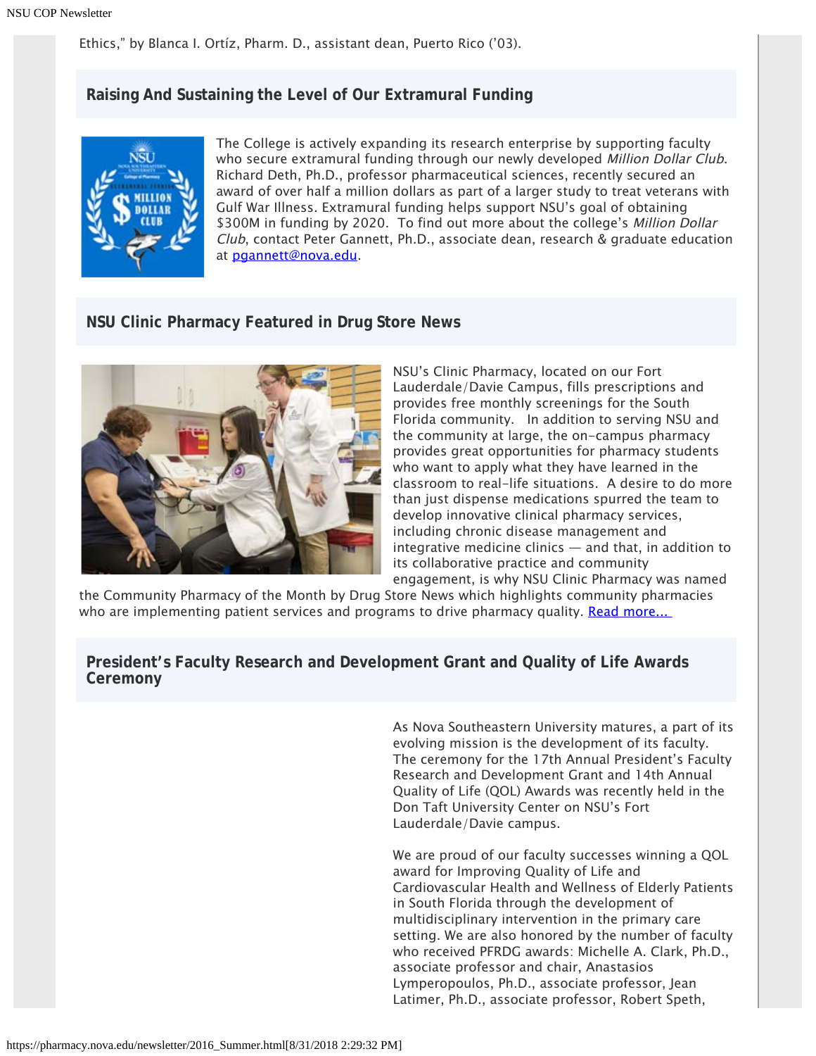Ethics," by Blanca I. Ortíz, Pharm. D., assistant dean, Puerto Rico ('03).

## Raising And Sustaining the Level of Our Extramural Funding

The College is actively expanding its research enterprise by supporting faculty who secure extramural funding through our newly developed *Million Dollar Club*. Richard Deth, Ph.D., professor pharmaceutical sciences, recently secured an award of over half a million dollars as part of a larger study to treat veterans with Gulf War Illness. Extramural funding helps support NSU's goal of obtaining $300M in funding by 2020. To find out more about the college's *Million Dollar Club*, contact Peter Gannett, Ph.D., associate dean, research & graduate education at [pgannett@nova.edu](mailto:pgannett@nova.edu).

## NSU Clinic Pharmacy Featured in Drug Store News

NSU's Clinic Pharmacy, located on our Fort Lauderdale/Davie Campus, fills prescriptions and provides free monthly screenings for the South Florida community. In addition to serving NSU and the community at large, the on-campus pharmacy provides great opportunities for pharmacy students who want to apply what they have learned in the classroom to real-life situations. A desire to do more than just dispense medications spurred the team to develop innovative clinical pharmacy services, including chronic disease management and integrative medicine clinics — and that, in addition to its collaborative practice and community engagement, is why NSU Clinic Pharmacy was named the Community Pharmacy of the Month by Drug Store News which highlights community pharmacies who are implementing patient services and programs to drive pharmacy quality. [Read more...]

## President's Faculty Research and Development Grant and Quality of Life Awards Ceremony

As Nova Southeastern University matures, a part of its evolving mission is the development of its faculty. The ceremony for the 17th Annual President's Faculty Research and Development Grant and 14th Annual Quality of Life (QOL) Awards was recently held in the Don Taft University Center on NSU's Fort Lauderdale/Davie campus.

We are proud of our faculty successes winning a QOL award for Improving Quality of Life and Cardiovascular Health and Wellness of Elderly Patients in South Florida through the development of multidisciplinary intervention in the primary care setting. We are also honored by the number of faculty who received PFRDG awards: Michelle A. Clark, Ph.D., associate professor and chair, Anastasios Lymperopoulos, Ph.D., associate professor, Jean Latimer, Ph.D., associate professor, Robert Speth,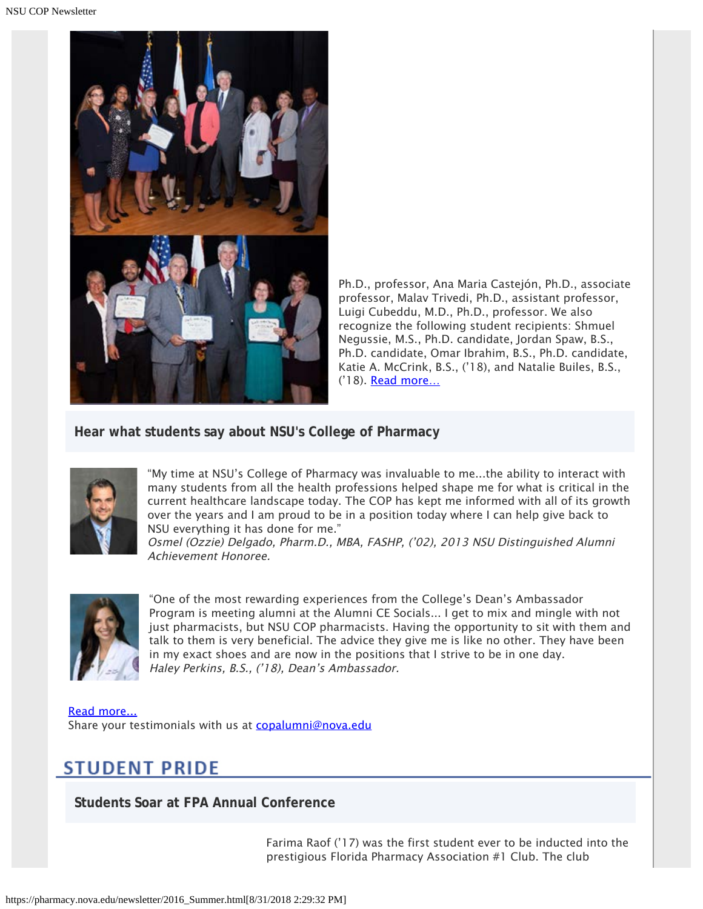Ph.D., professor, Ana Maria Castejón, Ph.D., associate professor, Malav Trivedi, Ph.D., assistant professor, Luigi Cubeddu, M.D., Ph.D., professor. We also recognize the following student recipients: Shmuel Negussie, M.S., Ph.D. candidate, Jordan Spaw, B.S., Ph.D. candidate, Omar Ibrahim, B.S., Ph.D. candidate, Katie A. McCrink, B.S., ('18), and Natalie Builes, B.S., ('18). [Read more...]

### Hear what students say about NSU's College of Pharmacy

"My time at NSU's College of Pharmacy was invaluable to me...the ability to interact with many students from all the health professions helped shape me for what is critical in the current healthcare landscape today. The COP has kept me informed with all of its growth over the years and I am proud to be in a position today where I can help give back to NSU everything it has done for me."
*Osmel (Ozzie) Delgado, Pharm.D., MBA, FASHP, ('02), 2013 NSU Distinguished Alumni Achievement Honoree.*

"One of the most rewarding experiences from the College's Dean's Ambassador Program is meeting alumni at the Alumni CE Socials... I get to mix and mingle with not just pharmacists, but NSU COP pharmacists. Having the opportunity to sit with them and talk to them is very beneficial. The advice they give me is like no other. They have been in my exact shoes and are now in the positions that I strive to be in one day.
*Haley Perkins, B.S., ('18), Dean's Ambassador.*

[Read more...]
Share your testimonials with us at copalumni@nova.edu

## STUDENT PRIDE

### Students Soar at FPA Annual Conference

Farima Raof ('17) was the first student ever to be inducted into the prestigious Florida Pharmacy Association #1 Club. The club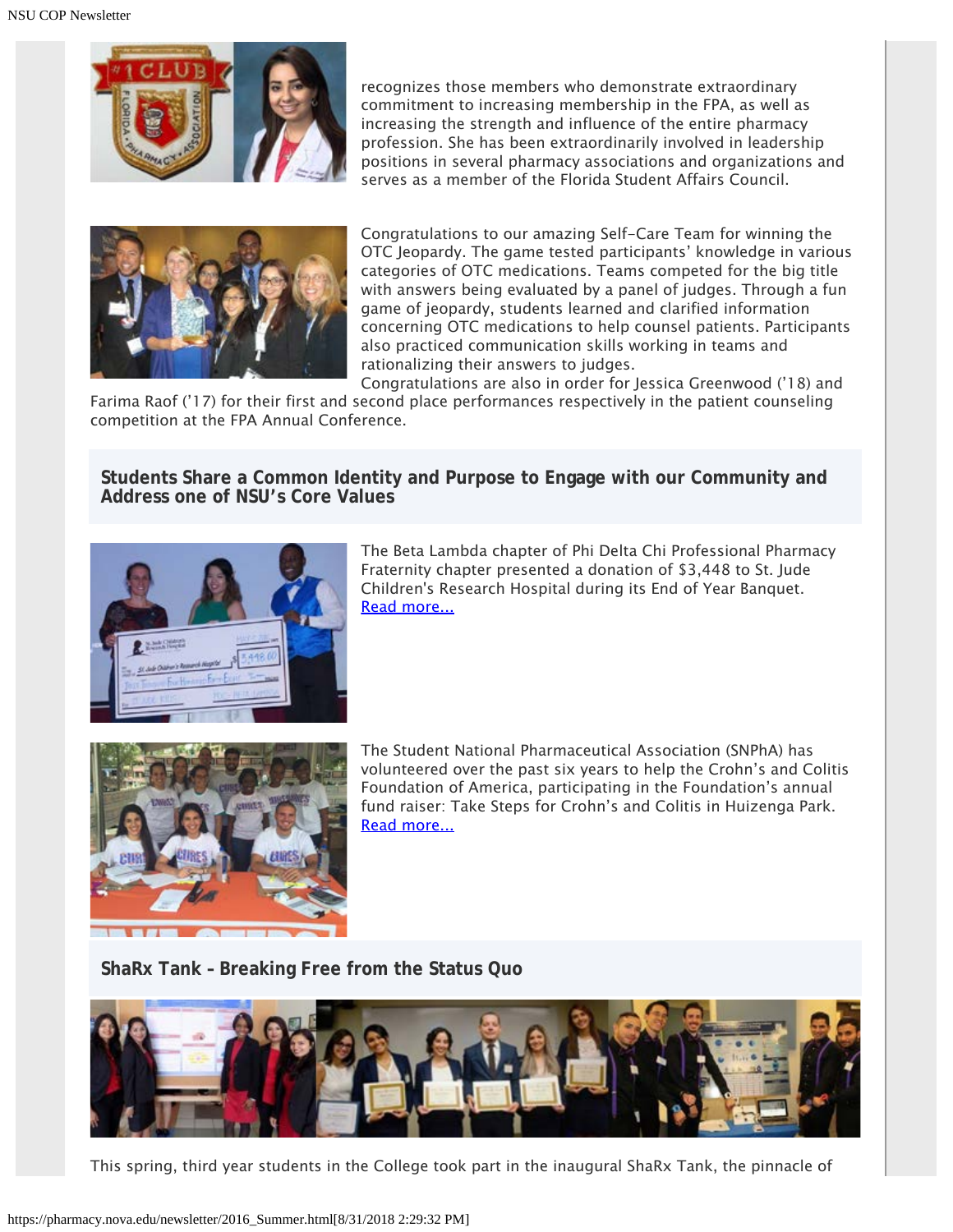recognizes those members who demonstrate extraordinary commitment to increasing membership in the FPA, as well as increasing the strength and influence of the entire pharmacy profession. She has been extraordinarily involved in leadership positions in several pharmacy associations and organizations and serves as a member of the Florida Student Affairs Council.

Congratulations to our amazing Self-Care Team for winning the OTC Jeopardy. The game tested participants' knowledge in various categories of OTC medications. Teams competed for the big title with answers being evaluated by a panel of judges. Through a fun game of jeopardy, students learned and clarified information concerning OTC medications to help counsel patients. Participants also practiced communication skills working in teams and rationalizing their answers to judges.

Congratulations are also in order for Jessica Greenwood ('18) and Farima Raof ('17) for their first and second place performances respectively in the patient counseling competition at the FPA Annual Conference.

## Students Share a Common Identity and Purpose to Engage with our Community and Address one of NSU's Core Values

The Beta Lambda chapter of Phi Delta Chi Professional Pharmacy Fraternity chapter presented a donation of $3,448 to St. Jude Children's Research Hospital during its End of Year Banquet. Read more...

The Student National Pharmaceutical Association (SNPhA) has volunteered over the past six years to help the Crohn's and Colitis Foundation of America, participating in the Foundation's annual fund raiser: Take Steps for Crohn's and Colitis in Huizenga Park. Read more...

## ShaRx Tank - Breaking Free from the Status Quo

This spring, third year students in the College took part in the inaugural ShaRx Tank, the pinnacle of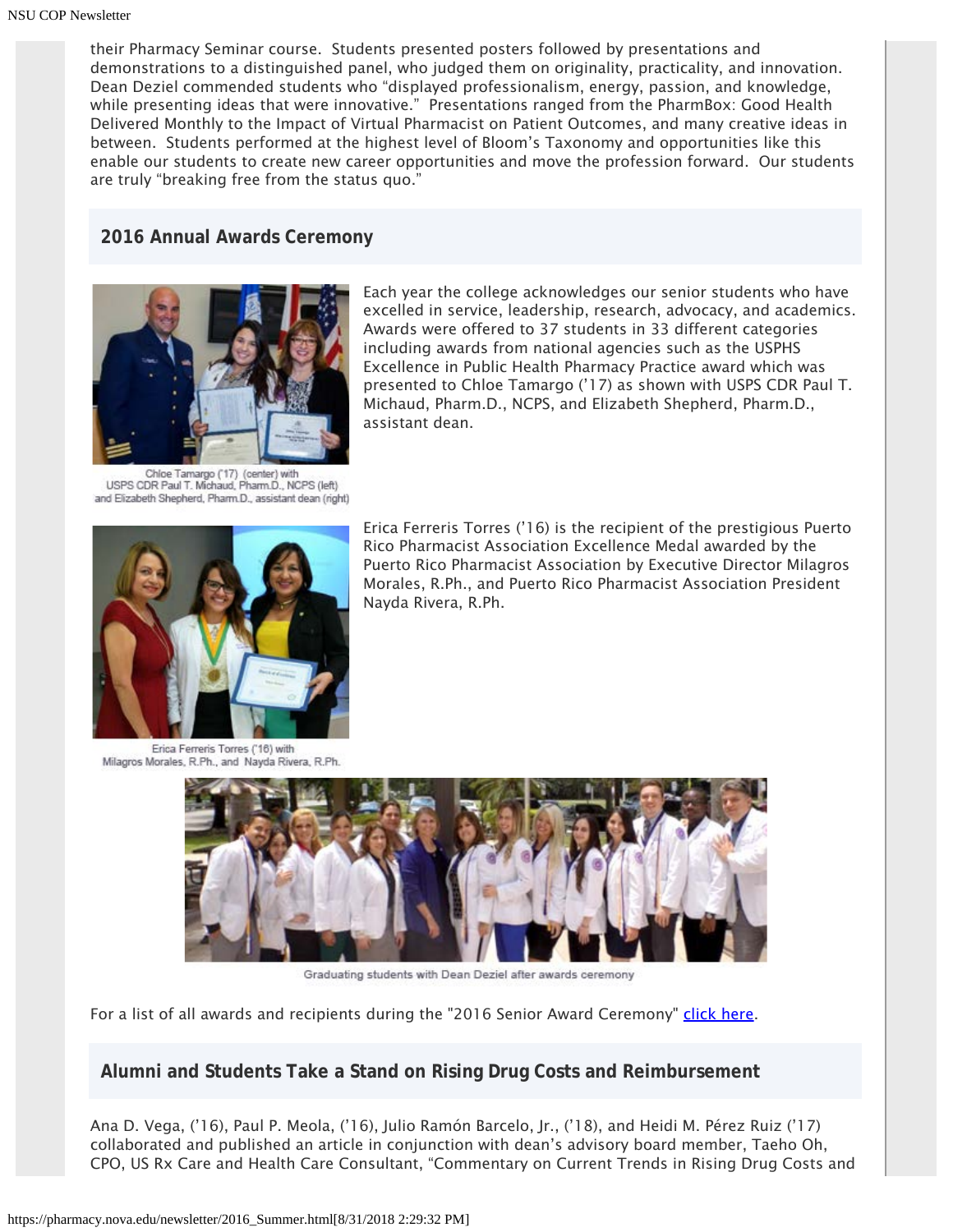their Pharmacy Seminar course. Students presented posters followed by presentations and demonstrations to a distinguished panel, who judged them on originality, practicality, and innovation. Dean Deziel commended students who "displayed professionalism, energy, passion, and knowledge, while presenting ideas that were innovative." Presentations ranged from the PharmBox: Good Health Delivered Monthly to the Impact of Virtual Pharmacist on Patient Outcomes, and many creative ideas in between. Students performed at the highest level of Bloom's Taxonomy and opportunities like this enable our students to create new career opportunities and move the profession forward. Our students are truly "breaking free from the status quo."

## 2016 Annual Awards Ceremony

Chloe Tamargo ('17) (center) with USPS CDR Paul T. Michaud, Pharm.D., NCPS (left) and Elizabeth Shepherd, Pharm.D., assistant dean (right)

Each year the college acknowledges our senior students who have excelled in service, leadership, research, advocacy, and academics. Awards were offered to 37 students in 33 different categories including awards from national agencies such as the USPHS Excellence in Public Health Pharmacy Practice award which was presented to Chloe Tamargo ('17) as shown with USPS CDR Paul T. Michaud, Pharm.D., NCPS, and Elizabeth Shepherd, Pharm.D., assistant dean.

Erica Ferreris Torres ('16) with Milagros Morales, R.Ph., and Nayda Rivera, R.Ph.

Erica Ferreris Torres ('16) is the recipient of the prestigious Puerto Rico Pharmacist Association Excellence Medal awarded by the Puerto Rico Pharmacist Association by Executive Director Milagros Morales, R.Ph., and Puerto Rico Pharmacist Association President Nayda Rivera, R.Ph.

Graduating students with Dean Deziel after awards ceremony

For a list of all awards and recipients during the "2016 Senior Award Ceremony" click here.

## Alumni and Students Take a Stand on Rising Drug Costs and Reimbursement

Ana D. Vega, ('16), Paul P. Meola, ('16), Julio Ramón Barcelo, Jr., ('18), and Heidi M. Pérez Ruiz ('17) collaborated and published an article in conjunction with dean's advisory board member, Taeho Oh, CPO, US Rx Care and Health Care Consultant, "Commentary on Current Trends in Rising Drug Costs and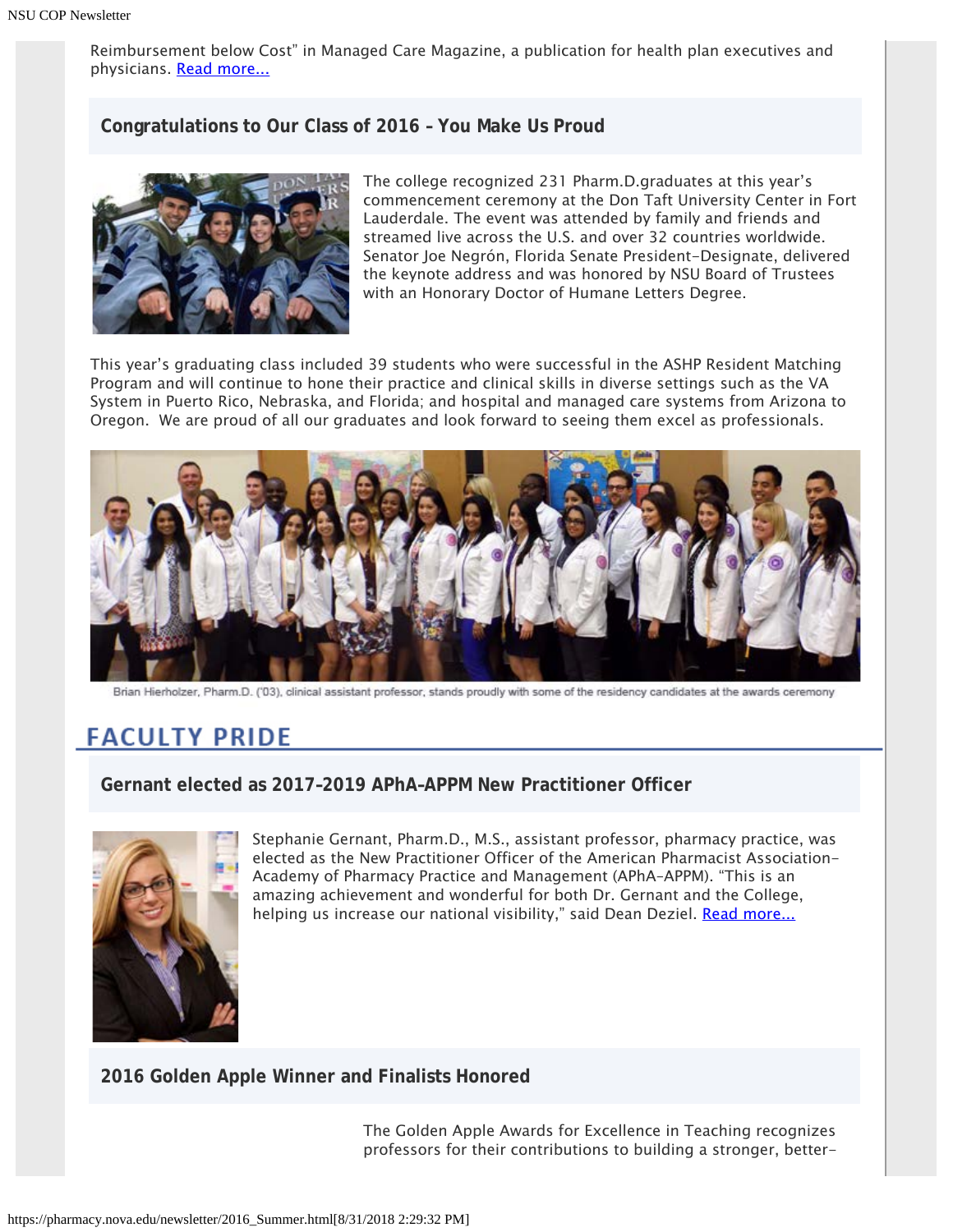Reimbursement below Cost" in Managed Care Magazine, a publication for health plan executives and physicians. Read more...

### Congratulations to Our Class of 2016 - You Make Us Proud

The college recognized 231 Pharm.D.graduates at this year's commencement ceremony at the Don Taft University Center in Fort Lauderdale. The event was attended by family and friends and streamed live across the U.S. and over 32 countries worldwide. Senator Joe Negrón, Florida Senate President-Designate, delivered the keynote address and was honored by NSU Board of Trustees with an Honorary Doctor of Humane Letters Degree.

This year's graduating class included 39 students who were successful in the ASHP Resident Matching Program and will continue to hone their practice and clinical skills in diverse settings such as the VA System in Puerto Rico, Nebraska, and Florida; and hospital and managed care systems from Arizona to Oregon. We are proud of all our graduates and look forward to seeing them excel as professionals.

Brian Hierholzer, Pharm.D. ('03), clinical assistant professor, stands proudly with some of the residency candidates at the awards ceremony

## FACULTY PRIDE

### Gernant elected as 2017-2019 APhA-APPM New Practitioner Officer

Stephanie Gernant, Pharm.D., M.S., assistant professor, pharmacy practice, was elected as the New Practitioner Officer of the American Pharmacist Association-Academy of Pharmacy Practice and Management (APhA-APPM). "This is an amazing achievement and wonderful for both Dr. Gernant and the College, helping us increase our national visibility," said Dean Deziel. Read more...

### 2016 Golden Apple Winner and Finalists Honored

The Golden Apple Awards for Excellence in Teaching recognizes professors for their contributions to building a stronger, better-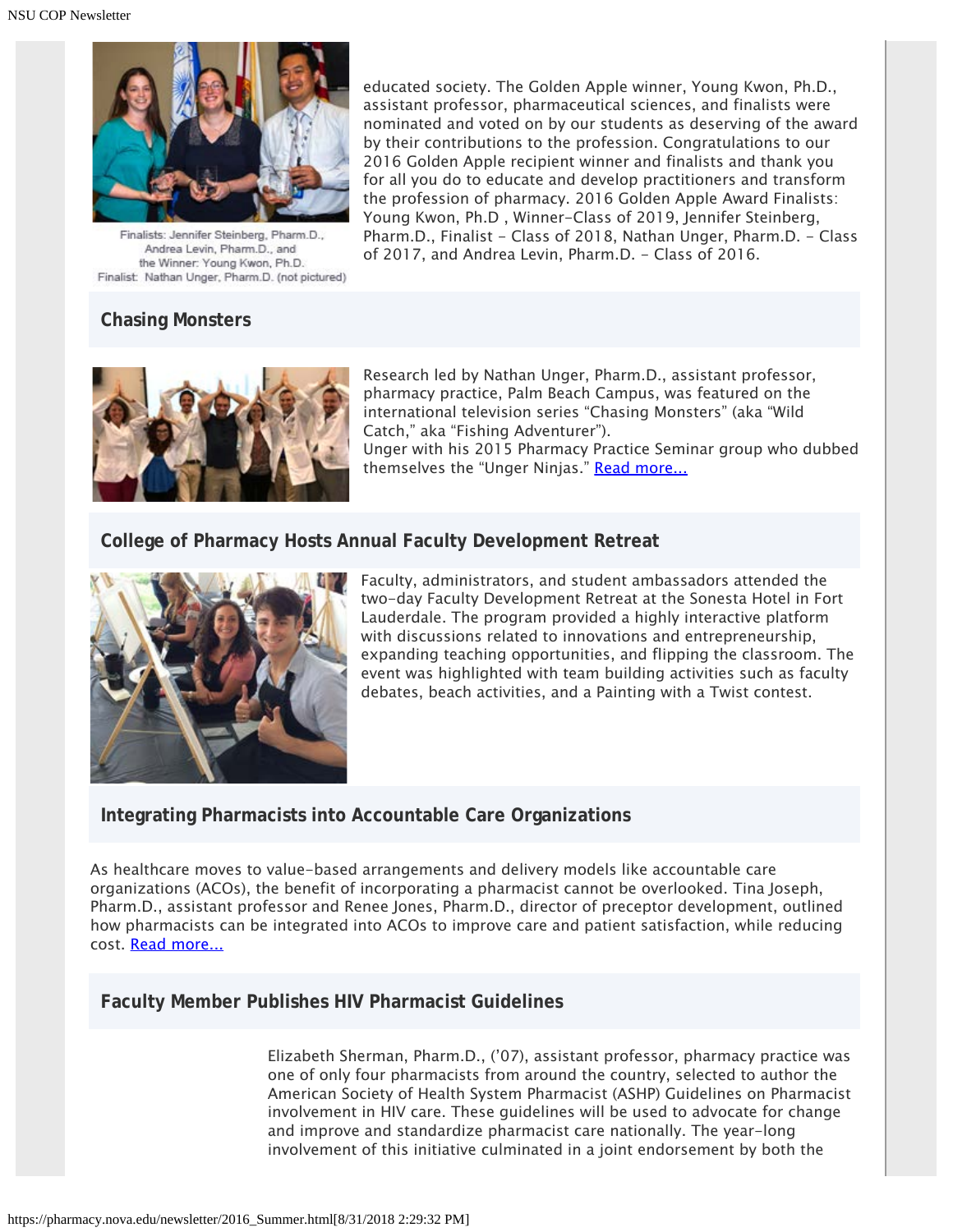Finalists: Jennifer Steinberg, Pharm.D., Andrea Levin, Pharm.D., and the Winner: Young Kwon, Ph.D. Finalist: Nathan Unger, Pharm.D. (not pictured)

educated society. The Golden Apple winner, Young Kwon, Ph.D., assistant professor, pharmaceutical sciences, and finalists were nominated and voted on by our students as deserving of the award by their contributions to the profession. Congratulations to our 2016 Golden Apple recipient winner and finalists and thank you for all you do to educate and develop practitioners and transform the profession of pharmacy. 2016 Golden Apple Award Finalists: Young Kwon, Ph.D , Winner-Class of 2019, Jennifer Steinberg, Pharm.D., Finalist - Class of 2018, Nathan Unger, Pharm.D. - Class of 2017, and Andrea Levin, Pharm.D. - Class of 2016.

## Chasing Monsters

Research led by Nathan Unger, Pharm.D., assistant professor, pharmacy practice, Palm Beach Campus, was featured on the international television series “Chasing Monsters” (aka “Wild Catch,” aka “Fishing Adventurer”).
Unger with his 2015 Pharmacy Practice Seminar group who dubbed themselves the “Unger Ninjas.” Read more...

## College of Pharmacy Hosts Annual Faculty Development Retreat

Faculty, administrators, and student ambassadors attended the two-day Faculty Development Retreat at the Sonesta Hotel in Fort Lauderdale. The program provided a highly interactive platform with discussions related to innovations and entrepreneurship, expanding teaching opportunities, and flipping the classroom. The event was highlighted with team building activities such as faculty debates, beach activities, and a Painting with a Twist contest.

## Integrating Pharmacists into Accountable Care Organizations

As healthcare moves to value-based arrangements and delivery models like accountable care organizations (ACOs), the benefit of incorporating a pharmacist cannot be overlooked. Tina Joseph, Pharm.D., assistant professor and Renee Jones, Pharm.D., director of preceptor development, outlined how pharmacists can be integrated into ACOs to improve care and patient satisfaction, while reducing cost. Read more...

## Faculty Member Publishes HIV Pharmacist Guidelines

Elizabeth Sherman, Pharm.D., (’07), assistant professor, pharmacy practice was one of only four pharmacists from around the country, selected to author the American Society of Health System Pharmacist (ASHP) Guidelines on Pharmacist involvement in HIV care. These guidelines will be used to advocate for change and improve and standardize pharmacist care nationally. The year-long involvement of this initiative culminated in a joint endorsement by both the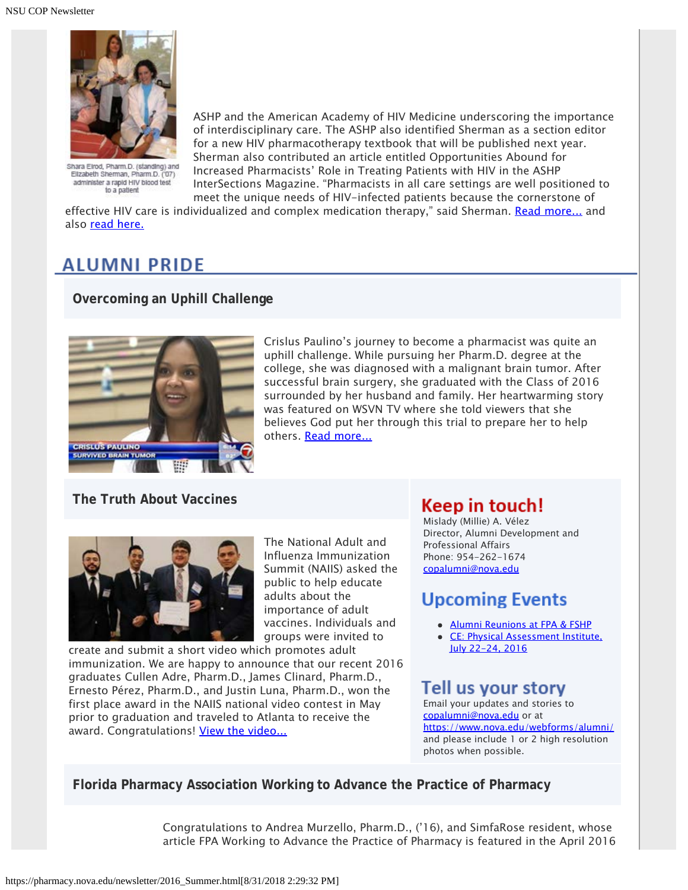Shara Elrod, Pharm.D. (standing) and Elizabeth Sherman, Pharm.D. ('07) administer a rapid HIV blood test to a patient

ASHP and the American Academy of HIV Medicine underscoring the importance of interdisciplinary care. The ASHP also identified Sherman as a section editor for a new HIV pharmacotherapy textbook that will be published next year. Sherman also contributed an article entitled Opportunities Abound for Increased Pharmacists' Role in Treating Patients with HIV in the ASHP InterSections Magazine. "Pharmacists in all care settings are well positioned to meet the unique needs of HIV-infected patients because the cornerstone of effective HIV care is individualized and complex medication therapy," said Sherman. Read more... and also read here.

## ALUMNI PRIDE

### Overcoming an Uphill Challenge

CRISLUS PAULINO
SURVIVED BRAIN TUMOR

Crislus Paulino's journey to become a pharmacist was quite an uphill challenge. While pursuing her Pharm.D. degree at the college, she was diagnosed with a malignant brain tumor. After successful brain surgery, she graduated with the Class of 2016 surrounded by her husband and family. Her heartwarming story was featured on WSVN TV where she told viewers that she believes God put her through this trial to prepare her to help others. Read more...

### The Truth About Vaccines

The National Adult and Influenza Immunization Summit (NAIIS) asked the public to help educate adults about the importance of adult vaccines. Individuals and groups were invited to create and submit a short video which promotes adult immunization. We are happy to announce that our recent 2016 graduates Cullen Adre, Pharm.D., James Clinard, Pharm.D., Ernesto Pérez, Pharm.D., and Justin Luna, Pharm.D., won the first place award in the NAIIS national video contest in May prior to graduation and traveled to Atlanta to receive the award. Congratulations! View the video...

## Keep in touch!

Mislady (Millie) A. Vélez
Director, Alumni Development and Professional Affairs
Phone: 954-262-1674
copalumni@nova.edu

## Upcoming Events

- Alumni Reunions at FPA & FSHP
- CE: Physical Assessment Institute, July 22-24, 2016

## Tell us your story

Email your updates and stories to copalumni@nova.edu or at https://www.nova.edu/webforms/alumni/ and please include 1 or 2 high resolution photos when possible.

### Florida Pharmacy Association Working to Advance the Practice of Pharmacy

Congratulations to Andrea Murzello, Pharm.D., ('16), and SimfaRose resident, whose article FPA Working to Advance the Practice of Pharmacy is featured in the April 2016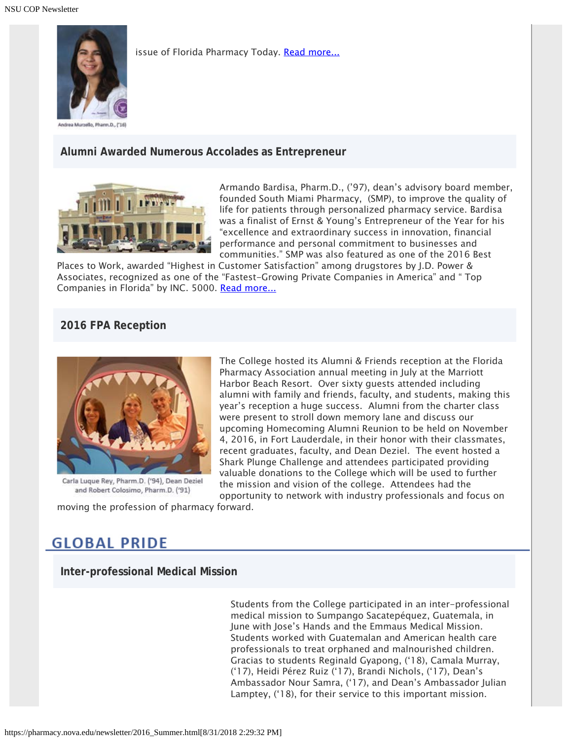Andrea Murzello, Pharm.D., ('16)

issue of Florida Pharmacy Today. Read more...

### Alumni Awarded Numerous Accolades as Entrepreneur

Armando Bardisa, Pharm.D., ('97), dean's advisory board member, founded South Miami Pharmacy, (SMP), to improve the quality of life for patients through personalized pharmacy service. Bardisa was a finalist of Ernst & Young's Entrepreneur of the Year for his "excellence and extraordinary success in innovation, financial performance and personal commitment to businesses and communities." SMP was also featured as one of the 2016 Best Places to Work, awarded "Highest in Customer Satisfaction" among drugstores by J.D. Power & Associates, recognized as one of the "Fastest-Growing Private Companies in America" and " Top Companies in Florida" by INC. 5000. Read more...

### 2016 FPA Reception

Carla Luque Rey, Pharm.D. ('94), Dean Deziel and Robert Colosimo, Pharm.D. ('91)

The College hosted its Alumni & Friends reception at the Florida Pharmacy Association annual meeting in July at the Marriott Harbor Beach Resort. Over sixty guests attended including alumni with family and friends, faculty, and students, making this year's reception a huge success. Alumni from the charter class were present to stroll down memory lane and discuss our upcoming Homecoming Alumni Reunion to be held on November 4, 2016, in Fort Lauderdale, in their honor with their classmates, recent graduates, faculty, and Dean Deziel. The event hosted a Shark Plunge Challenge and attendees participated providing valuable donations to the College which will be used to further the mission and vision of the college. Attendees had the opportunity to network with industry professionals and focus on moving the profession of pharmacy forward.

## GLOBAL PRIDE

### Inter-professional Medical Mission

Students from the College participated in an inter-professional medical mission to Sumpango Sacatepéquez, Guatemala, in June with Jose's Hands and the Emmaus Medical Mission. Students worked with Guatemalan and American health care professionals to treat orphaned and malnourished children. Gracias to students Reginald Gyapong, ('18), Camala Murray, ('17), Heidi Pérez Ruiz ('17), Brandi Nichols, ('17), Dean's Ambassador Nour Samra, ('17), and Dean's Ambassador Julian Lamptey, ('18), for their service to this important mission.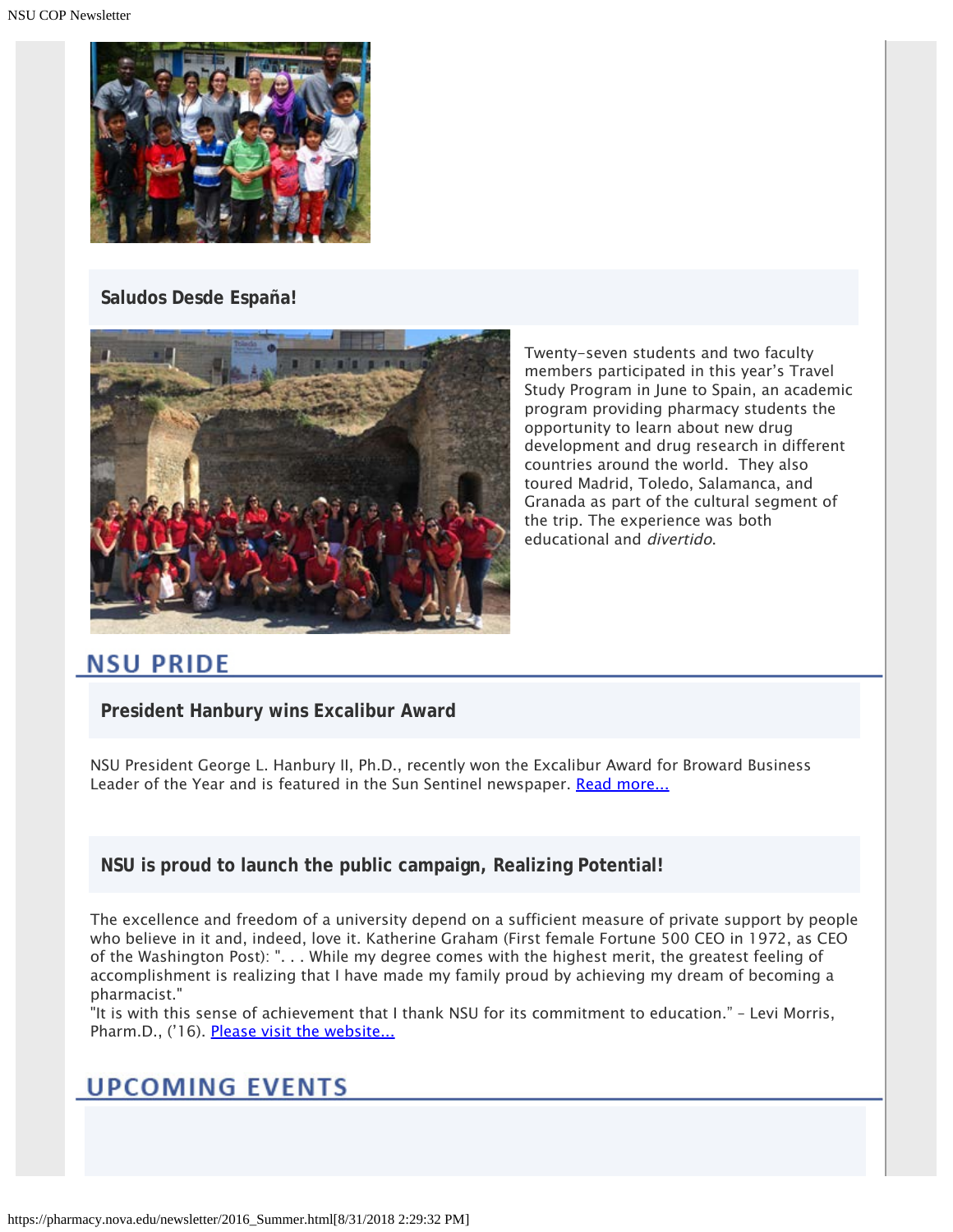### Saludos Desde España!

Twenty-seven students and two faculty members participated in this year's Travel Study Program in June to Spain, an academic program providing pharmacy students the opportunity to learn about new drug development and drug research in different countries around the world. They also toured Madrid, Toledo, Salamanca, and Granada as part of the cultural segment of the trip. The experience was both educational and *divertido*.

## NSU PRIDE

### President Hanbury wins Excalibur Award

NSU President George L. Hanbury II, Ph.D., recently won the Excalibur Award for Broward Business Leader of the Year and is featured in the Sun Sentinel newspaper. Read more...

### NSU is proud to launch the public campaign, Realizing Potential!

The excellence and freedom of a university depend on a sufficient measure of private support by people who believe in it and, indeed, love it. Katherine Graham (First female Fortune 500 CEO in 1972, as CEO of the Washington Post): ". . . While my degree comes with the highest merit, the greatest feeling of accomplishment is realizing that I have made my family proud by achieving my dream of becoming a pharmacist."

"It is with this sense of achievement that I thank NSU for its commitment to education." – Levi Morris, Pharm.D., ('16). Please visit the website...

## UPCOMING EVENTS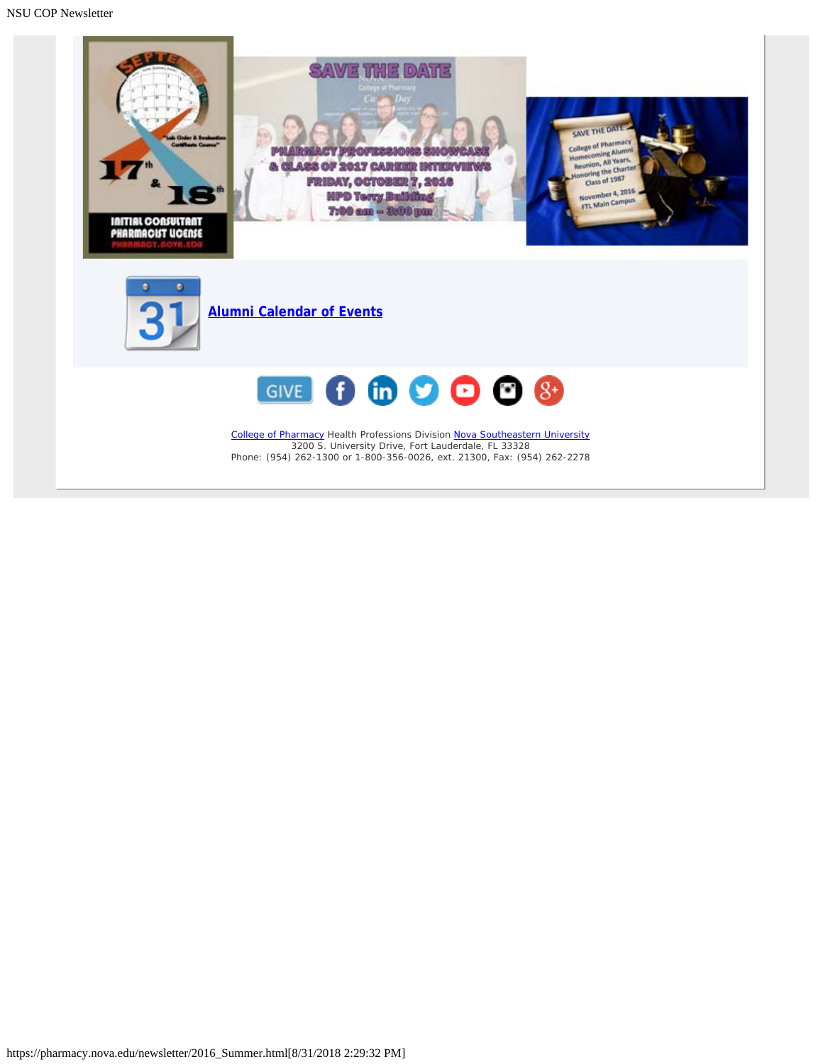SAVE THE DATE

PHARMACY PROFESSIONS SHOWCASE & CLASS OF 2017 CAREER INTERVIEWS

FRIDAY, OCTOBER 7, 2016

HPD Terry Building

7:00 am – 3:00 pm

SEPTEMBER 17th & 18th

"Lab Order & Evaluation Certificate Course"

INITIAL CONSULTANT PHARMACIST LICENSE

PHARMACY.NOVA.EDU

SAVE THE DATE

College of Pharmacy Homecoming Alumni Reunion, All Years, Honoring the Charter Class of 1987

November 4, 2016

FTL Main Campus

**Alumni Calendar of Events**

GIVE

College of Pharmacy Health Professions Division Nova Southeastern University
3200 S. University Drive, Fort Lauderdale, FL 33328
Phone: (954) 262-1300 or 1-800-356-0026, ext. 21300, Fax: (954) 262-2278